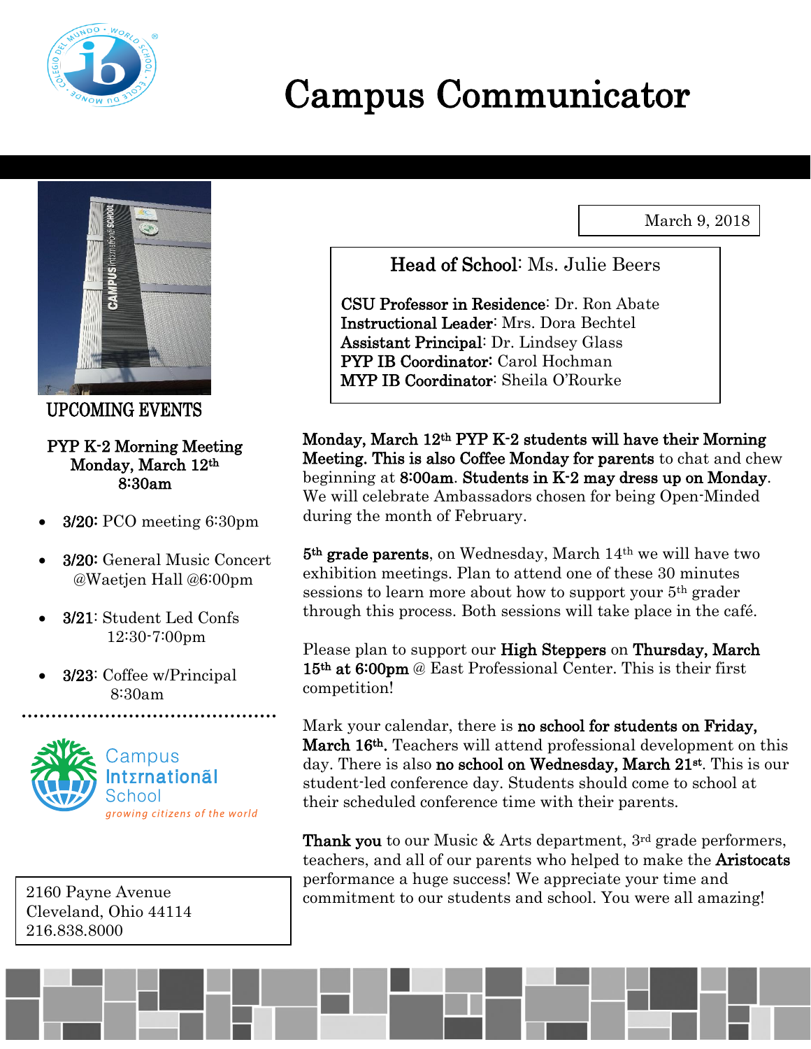# Campus Communicator

March 9, 2018

**Head of School**: Ms. Julie Beers

**CSU Professor in Residence**: Dr. Ron Abate
**Instructional Leader**: Mrs. Dora Bechtel
**Assistant Principal**: Dr. Lindsey Glass
**PYP IB Coordinator**: Carol Hochman
**MYP IB Coordinator**: Sheila O'Rourke

## UPCOMING EVENTS

**PYP K-2 Morning Meeting**
**Monday, March 12th**
**8:30am**

- **3/20:** PCO meeting 6:30pm
- **3/20:** General Music Concert @Waetjen Hall @6:00pm
- **3/21**: Student Led Confs 12:30-7:00pm
- **3/23**: Coffee w/Principal 8:30am

Campus International School
*growing citizens of the world*

2160 Payne Avenue
Cleveland, Ohio 44114
216.838.8000

**Monday, March 12th PYP K-2 students will have their Morning Meeting. This is also Coffee Monday for parents** to chat and chew beginning at **8:00am**. **Students in K-2 may dress up on Monday**. We will celebrate Ambassadors chosen for being Open-Minded during the month of February.

**5th grade parents**, on Wednesday, March 14th we will have two exhibition meetings. Plan to attend one of these 30 minutes sessions to learn more about how to support your 5th grader through this process. Both sessions will take place in the café.

Please plan to support our **High Steppers** on **Thursday, March 15th at 6:00pm** @ East Professional Center. This is their first competition!

Mark your calendar, there is **no school for students on Friday, March 16th.** Teachers will attend professional development on this day. There is also **no school on Wednesday, March 21st**. This is our student-led conference day. Students should come to school at their scheduled conference time with their parents.

**Thank you** to our Music & Arts department, 3rd grade performers, teachers, and all of our parents who helped to make the **Aristocats** performance a huge success! We appreciate your time and commitment to our students and school. You were all amazing!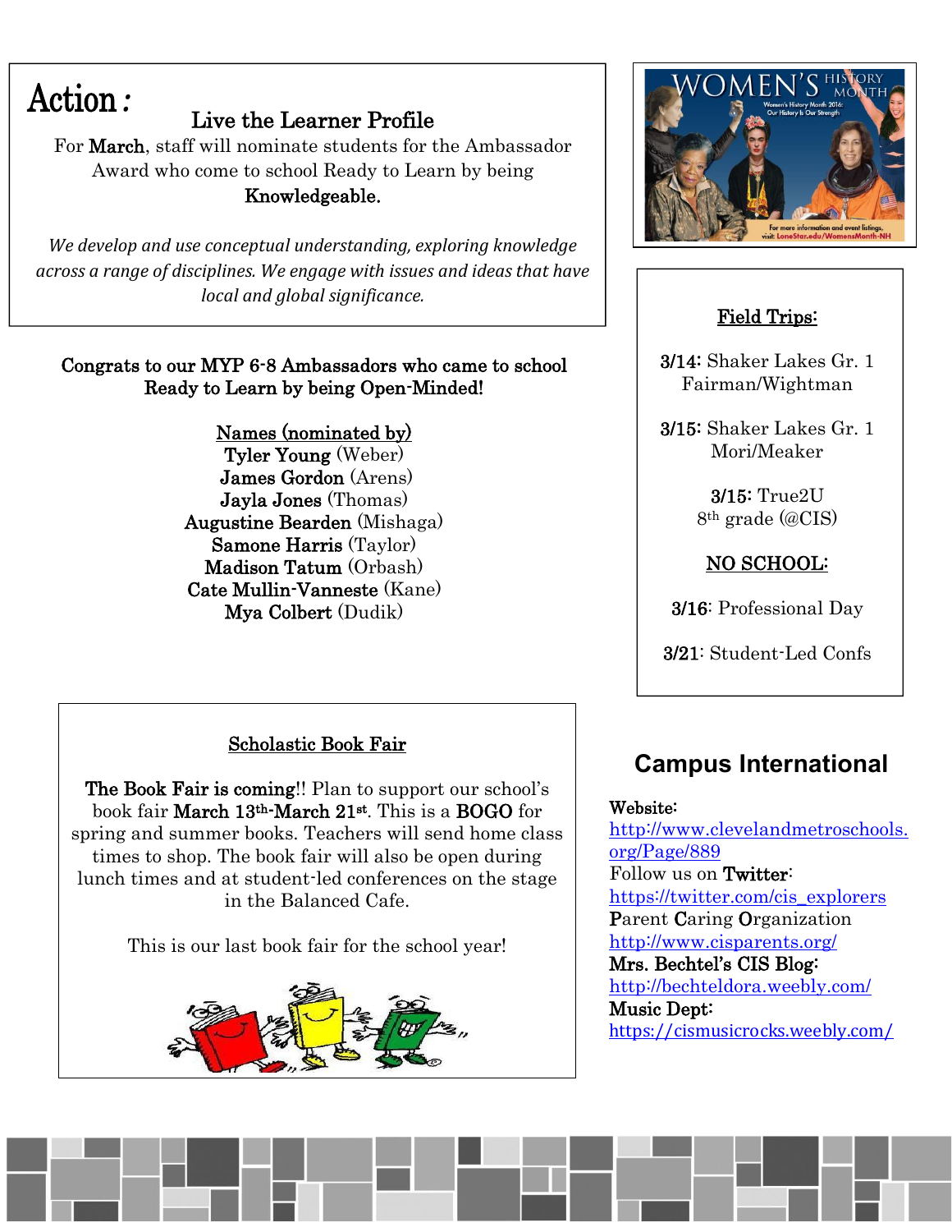# Action:

## Live the Learner Profile

For **March**, staff will nominate students for the Ambassador Award who come to school Ready to Learn by being **Knowledgeable.**

*We develop and use conceptual understanding, exploring knowledge across a range of disciplines. We engage with issues and ideas that have local and global significance.*

**Congrats to our MYP 6-8 Ambassadors who came to school Ready to Learn by being Open-Minded!**

<u>Names (nominated by)</u>

**Tyler Young** (Weber)
**James Gordon** (Arens)
**Jayla Jones** (Thomas)
**Augustine Bearden** (Mishaga)
**Samone Harris** (Taylor)
**Madison Tatum** (Orbash)
**Cate Mullin-Vanneste** (Kane)
**Mya Colbert** (Dudik)

WOMEN'S HISTORY MONTH

Women's History Month 2016: Our History Is Our Strength

For more information and event listings, visit: LoneStar.edu/WomensMonth-NH

## Field Trips:

**3/14:** Shaker Lakes Gr. 1 Fairman/Wightman

**3/15:** Shaker Lakes Gr. 1 Mori/Meaker

**3/15:** True2U 8th grade (@CIS)

## NO SCHOOL:

**3/16**: Professional Day

**3/21**: Student-Led Confs

## Scholastic Book Fair

**The Book Fair is coming**!! Plan to support our school's book fair **March 13th-March 21st**. This is a **BOGO** for spring and summer books. Teachers will send home class times to shop. The book fair will also be open during lunch times and at student-led conferences on the stage in the Balanced Cafe.

This is our last book fair for the school year!

## Campus International

**Website:**
http://www.clevelandmetroschools.org/Page/889

Follow us on **Twitter**:
https://twitter.com/cis_explorers

**P**arent **C**aring **O**rganization
http://www.cisparents.org/

**Mrs. Bechtel's CIS Blog:**
http://bechteldora.weebly.com/

**Music Dept:**
https://cismusicrocks.weebly.com/